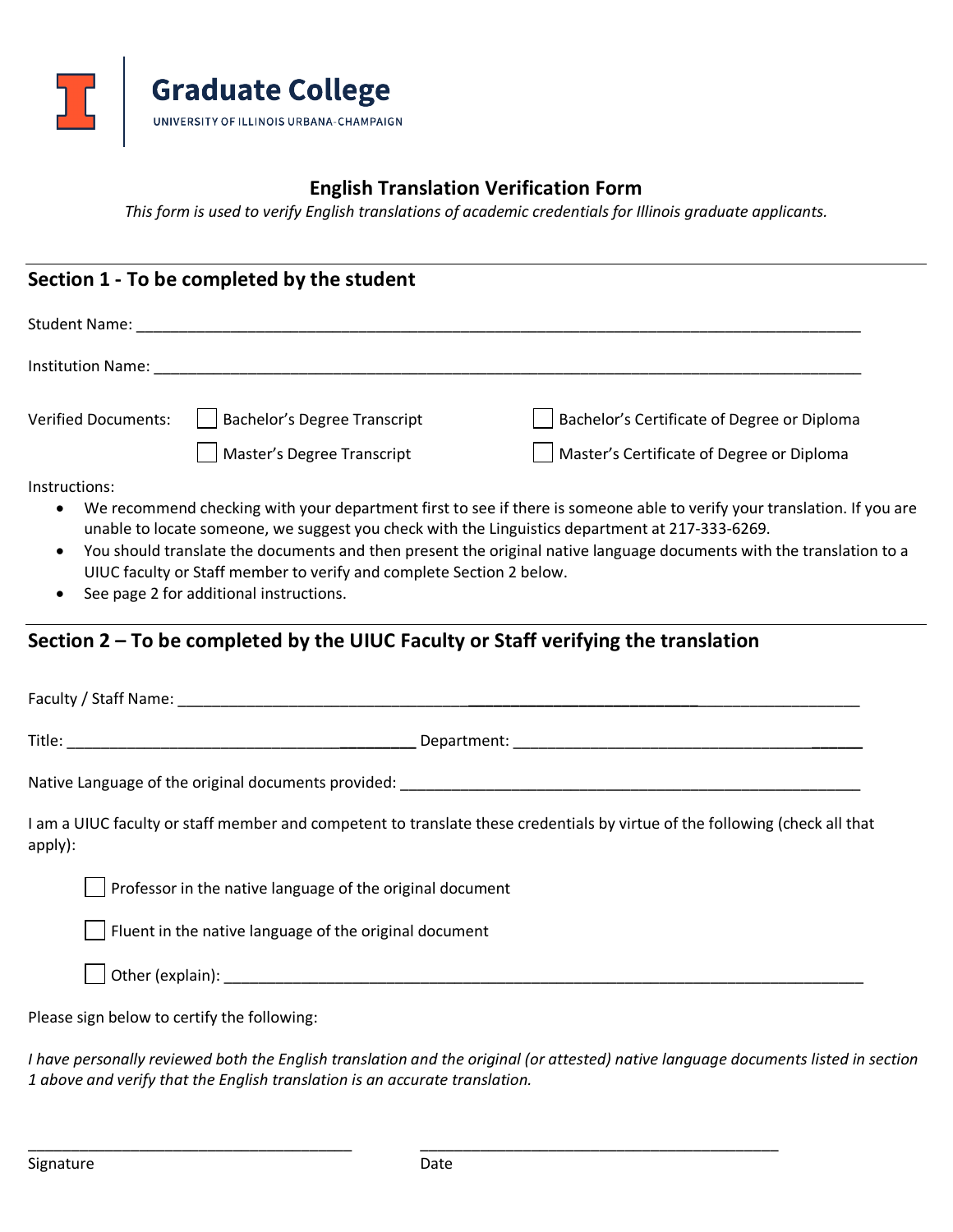Graduate College
UNIVERSITY OF ILLINOIS URBANA-CHAMPAIGN

# English Translation Verification Form

*This form is used to verify English translations of academic credentials for Illinois graduate applicants.*

## Section 1 - To be completed by the student

Student Name: ______________________________________________________________________________

Institution Name: ____________________________________________________________________________

Verified Documents:

- ☐ Bachelor's Degree Transcript
- ☐ Bachelor's Certificate of Degree or Diploma
- ☐ Master's Degree Transcript
- ☐ Master's Certificate of Degree or Diploma

Instructions:

- We recommend checking with your department first to see if there is someone able to verify your translation. If you are unable to locate someone, we suggest you check with the Linguistics department at 217-333-6269.
- You should translate the documents and then present the original native language documents with the translation to a UIUC faculty or Staff member to verify and complete Section 2 below.
- See page 2 for additional instructions.

## Section 2 – To be completed by the UIUC Faculty or Staff verifying the translation

Faculty / Staff Name: ________________________________________________________________________

Title: ____________________________________________ Department: _____________________________________________

Native Language of the original documents provided: ________________________________________________________

I am a UIUC faculty or staff member and competent to translate these credentials by virtue of the following (check all that apply):

- ☐ Professor in the native language of the original document
- ☐ Fluent in the native language of the original document
- ☐ Other (explain): _______________________________________________________________________________

Please sign below to certify the following:

*I have personally reviewed both the English translation and the original (or attested) native language documents listed in section 1 above and verify that the English translation is an accurate translation.*

_______________________________________ _____________________________________________

Signature Date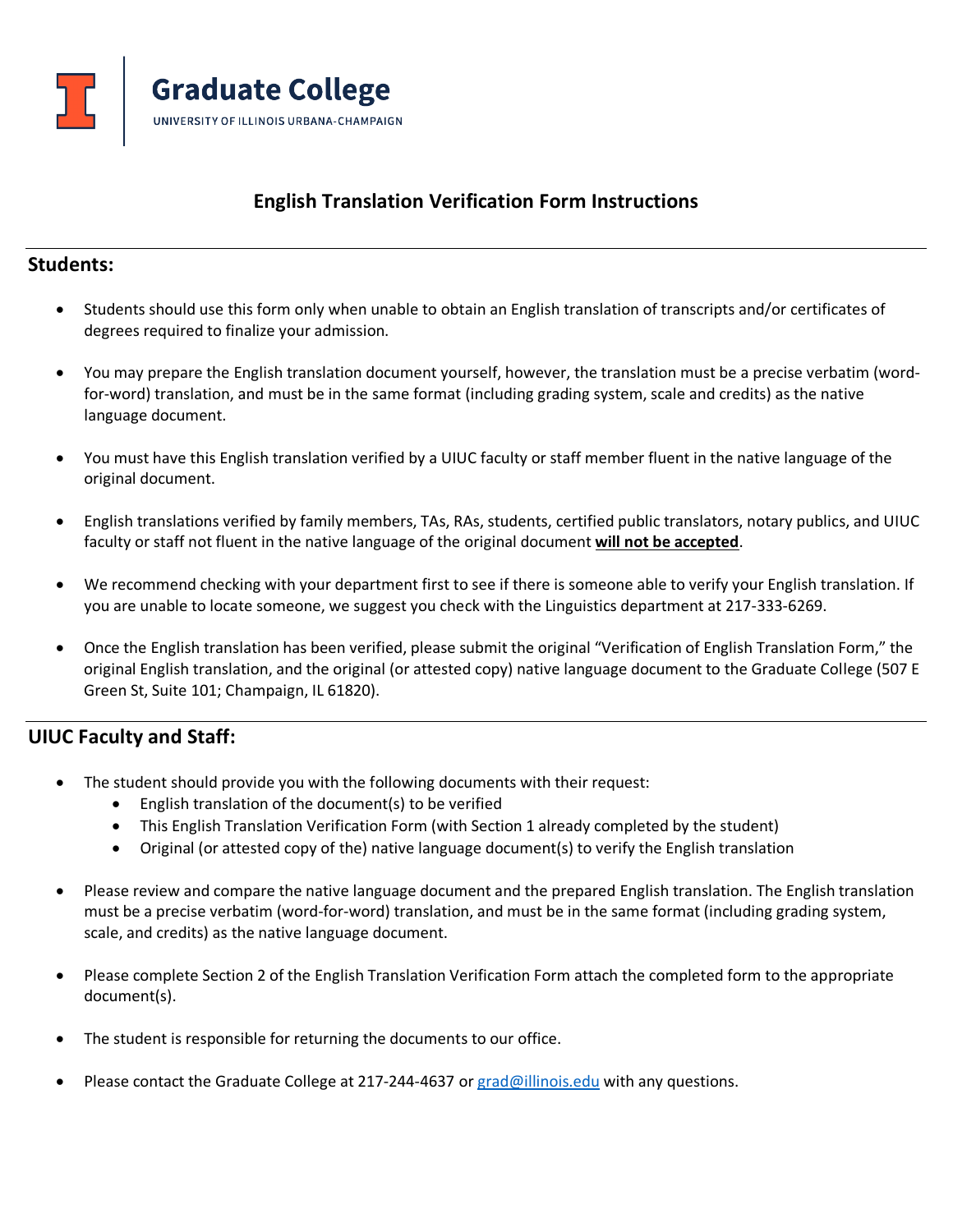Graduate College

UNIVERSITY OF ILLINOIS URBANA-CHAMPAIGN

# English Translation Verification Form Instructions

## Students:

- Students should use this form only when unable to obtain an English translation of transcripts and/or certificates of degrees required to finalize your admission.
- You may prepare the English translation document yourself, however, the translation must be a precise verbatim (word-for-word) translation, and must be in the same format (including grading system, scale and credits) as the native language document.
- You must have this English translation verified by a UIUC faculty or staff member fluent in the native language of the original document.
- English translations verified by family members, TAs, RAs, students, certified public translators, notary publics, and UIUC faculty or staff not fluent in the native language of the original document **will not be accepted**.
- We recommend checking with your department first to see if there is someone able to verify your English translation. If you are unable to locate someone, we suggest you check with the Linguistics department at 217-333-6269.
- Once the English translation has been verified, please submit the original "Verification of English Translation Form," the original English translation, and the original (or attested copy) native language document to the Graduate College (507 E Green St, Suite 101; Champaign, IL 61820).

## UIUC Faculty and Staff:

- The student should provide you with the following documents with their request:
  - English translation of the document(s) to be verified
  - This English Translation Verification Form (with Section 1 already completed by the student)
  - Original (or attested copy of the) native language document(s) to verify the English translation
- Please review and compare the native language document and the prepared English translation. The English translation must be a precise verbatim (word-for-word) translation, and must be in the same format (including grading system, scale, and credits) as the native language document.
- Please complete Section 2 of the English Translation Verification Form attach the completed form to the appropriate document(s).
- The student is responsible for returning the documents to our office.
- Please contact the Graduate College at 217-244-4637 or grad@illinois.edu with any questions.